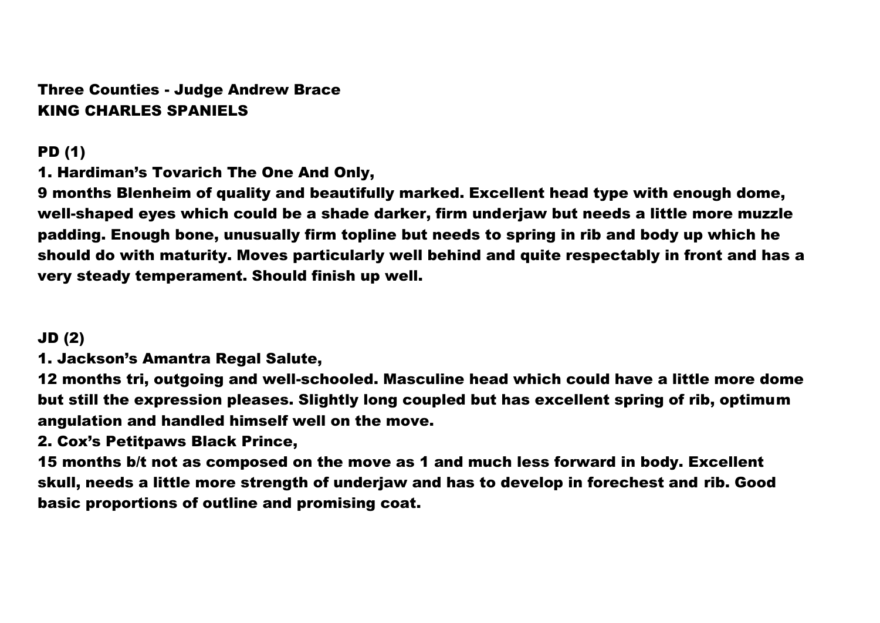# Three Counties - Judge Andrew Brace
## KING CHARLES SPANIELS

### PD (1)

1. Hardiman's Tovarich The One And Only,

9 months Blenheim of quality and beautifully marked. Excellent head type with enough dome, well-shaped eyes which could be a shade darker, firm underjaw but needs a little more muzzle padding. Enough bone, unusually firm topline but needs to spring in rib and body up which he should do with maturity. Moves particularly well behind and quite respectably in front and has a very steady temperament. Should finish up well.

### JD (2)

1. Jackson's Amantra Regal Salute,

12 months tri, outgoing and well-schooled. Masculine head which could have a little more dome but still the expression pleases. Slightly long coupled but has excellent spring of rib, optimum angulation and handled himself well on the move.

2. Cox's Petitpaws Black Prince,

15 months b/t not as composed on the move as 1 and much less forward in body. Excellent skull, needs a little more strength of underjaw and has to develop in forechest and rib. Good basic proportions of outline and promising coat.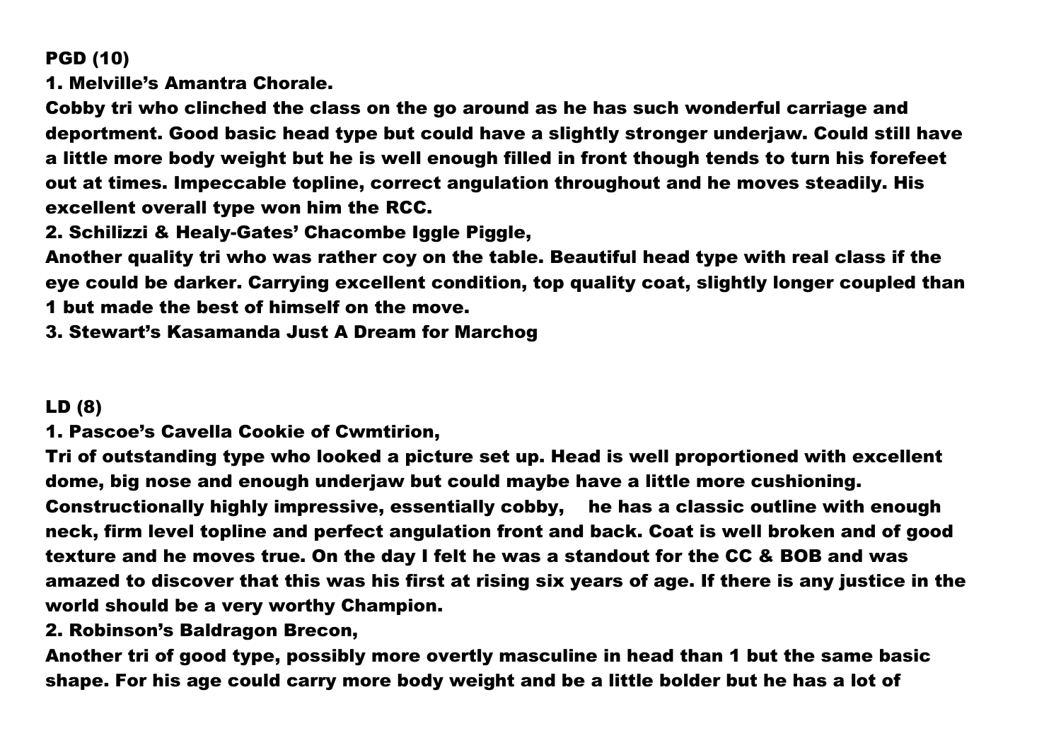**PGD (10)**

**1. Melville's Amantra Chorale.**

**Cobby tri who clinched the class on the go around as he has such wonderful carriage and deportment. Good basic head type but could have a slightly stronger underjaw. Could still have a little more body weight but he is well enough filled in front though tends to turn his forefeet out at times. Impeccable topline, correct angulation throughout and he moves steadily. His excellent overall type won him the RCC.**

**2. Schilizzi & Healy-Gates' Chacombe Iggle Piggle,**

**Another quality tri who was rather coy on the table. Beautiful head type with real class if the eye could be darker. Carrying excellent condition, top quality coat, slightly longer coupled than 1 but made the best of himself on the move.**

**3. Stewart's Kasamanda Just A Dream for Marchog**

**LD (8)**

**1. Pascoe's Cavella Cookie of Cwmtirion,**

**Tri of outstanding type who looked a picture set up. Head is well proportioned with excellent dome, big nose and enough underjaw but could maybe have a little more cushioning. Constructionally highly impressive, essentially cobby, he has a classic outline with enough neck, firm level topline and perfect angulation front and back. Coat is well broken and of good texture and he moves true. On the day I felt he was a standout for the CC & BOB and was amazed to discover that this was his first at rising six years of age. If there is any justice in the world should be a very worthy Champion.**

**2. Robinson's Baldragon Brecon,**

**Another tri of good type, possibly more overtly masculine in head than 1 but the same basic shape. For his age could carry more body weight and be a little bolder but he has a lot of**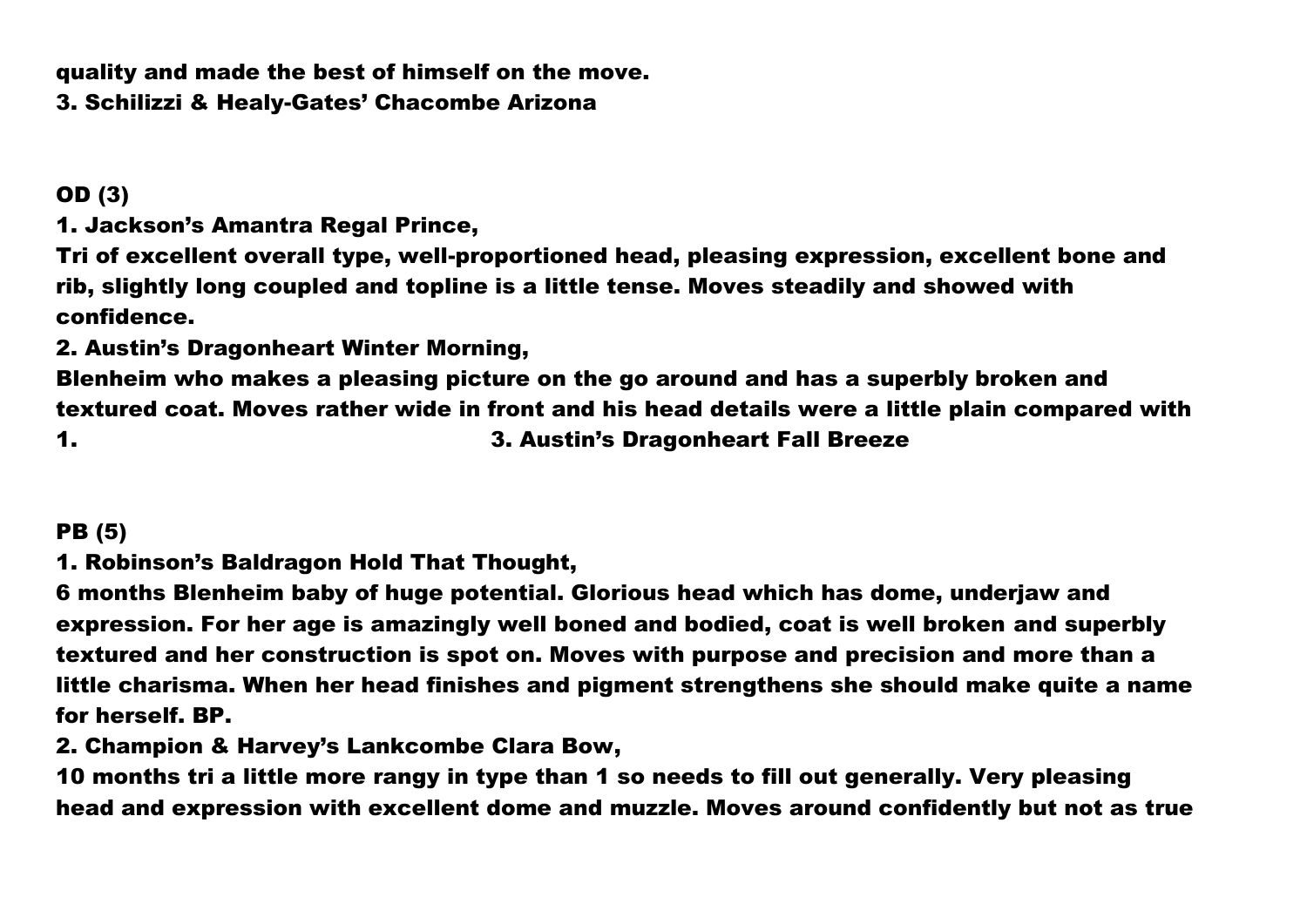quality and made the best of himself on the move.

3. Schilizzi & Healy-Gates' Chacombe Arizona

**OD (3)**

1. Jackson's Amantra Regal Prince,

Tri of excellent overall type, well-proportioned head, pleasing expression, excellent bone and rib, slightly long coupled and topline is a little tense. Moves steadily and showed with confidence.

2. Austin's Dragonheart Winter Morning,

Blenheim who makes a pleasing picture on the go around and has a superbly broken and textured coat. Moves rather wide in front and his head details were a little plain compared with 1.

3. Austin's Dragonheart Fall Breeze

**PB (5)**

1. Robinson's Baldragon Hold That Thought,

6 months Blenheim baby of huge potential. Glorious head which has dome, underjaw and expression. For her age is amazingly well boned and bodied, coat is well broken and superbly textured and her construction is spot on. Moves with purpose and precision and more than a little charisma. When her head finishes and pigment strengthens she should make quite a name for herself. BP.

2. Champion & Harvey's Lankcombe Clara Bow,

10 months tri a little more rangy in type than 1 so needs to fill out generally. Very pleasing head and expression with excellent dome and muzzle. Moves around confidently but not as true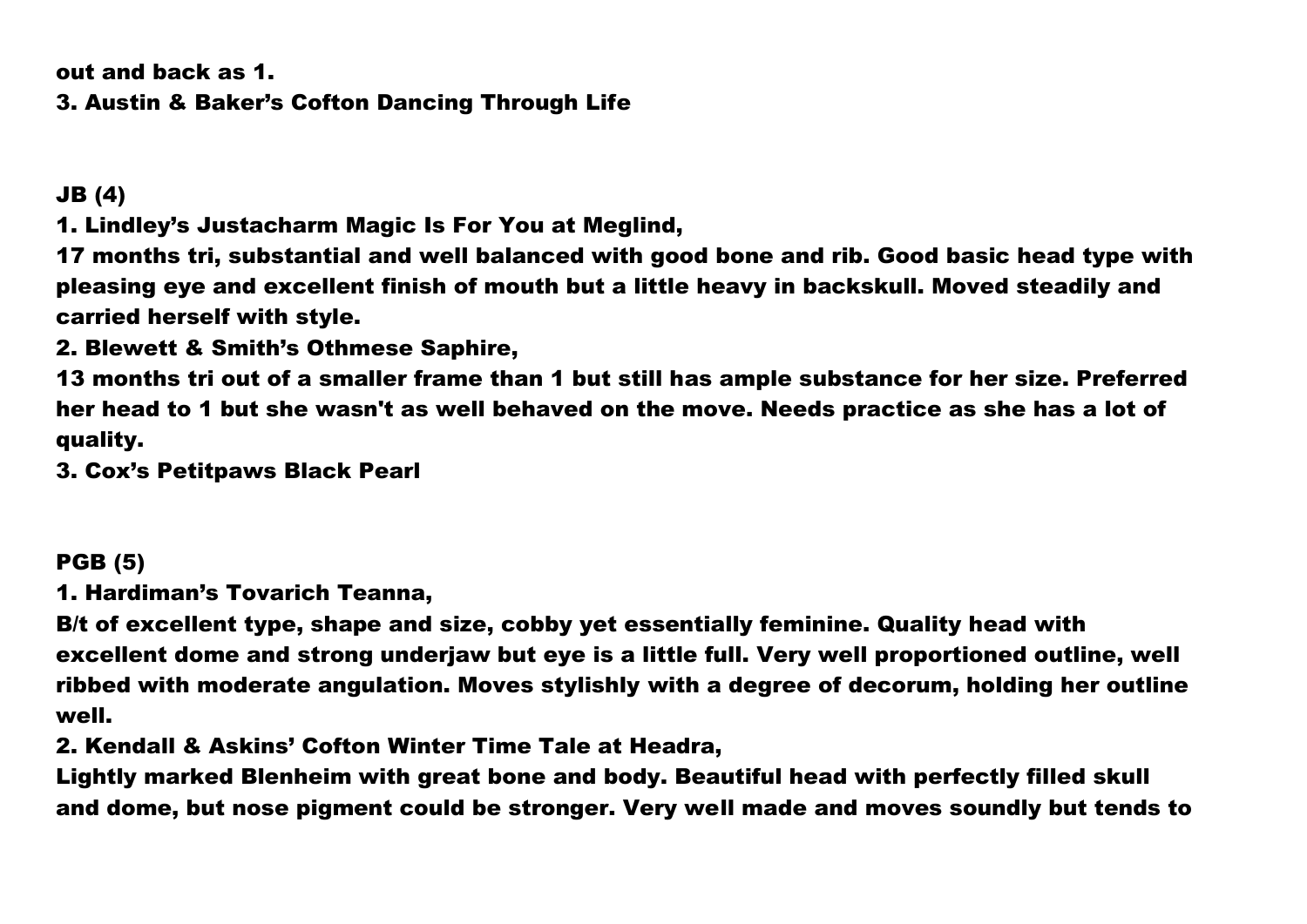**out and back as 1.**

**3. Austin & Baker's Cofton Dancing Through Life**

**JB (4)**

**1. Lindley's Justacharm Magic Is For You at Meglind,**

**17 months tri, substantial and well balanced with good bone and rib. Good basic head type with pleasing eye and excellent finish of mouth but a little heavy in backskull. Moved steadily and carried herself with style.**

**2. Blewett & Smith's Othmese Saphire,**

**13 months tri out of a smaller frame than 1 but still has ample substance for her size. Preferred her head to 1 but she wasn't as well behaved on the move. Needs practice as she has a lot of quality.**

**3. Cox's Petitpaws Black Pearl**

**PGB (5)**

**1. Hardiman's Tovarich Teanna,**

**B/t of excellent type, shape and size, cobby yet essentially feminine. Quality head with excellent dome and strong underjaw but eye is a little full. Very well proportioned outline, well ribbed with moderate angulation. Moves stylishly with a degree of decorum, holding her outline well.**

**2. Kendall & Askins' Cofton Winter Time Tale at Headra,**

**Lightly marked Blenheim with great bone and body. Beautiful head with perfectly filled skull and dome, but nose pigment could be stronger. Very well made and moves soundly but tends to**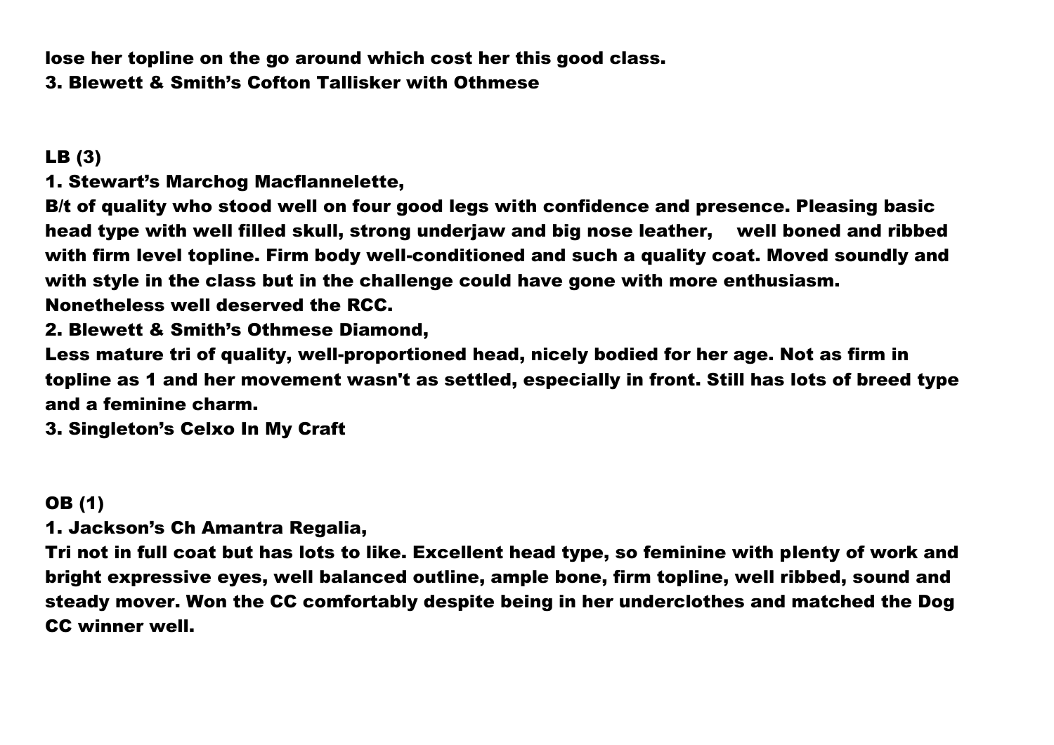**lose her topline on the go around which cost her this good class.**
**3. Blewett & Smith's Cofton Tallisker with Othmese**

**LB (3)**

**1. Stewart's Marchog Macflannelette,**
**B/t of quality who stood well on four good legs with confidence and presence. Pleasing basic head type with well filled skull, strong underjaw and big nose leather, well boned and ribbed with firm level topline. Firm body well-conditioned and such a quality coat. Moved soundly and with style in the class but in the challenge could have gone with more enthusiasm. Nonetheless well deserved the RCC.**
**2. Blewett & Smith's Othmese Diamond,**
**Less mature tri of quality, well-proportioned head, nicely bodied for her age. Not as firm in topline as 1 and her movement wasn't as settled, especially in front. Still has lots of breed type and a feminine charm.**
**3. Singleton's Celxo In My Craft**

**OB (1)**

**1. Jackson's Ch Amantra Regalia,**
**Tri not in full coat but has lots to like. Excellent head type, so feminine with plenty of work and bright expressive eyes, well balanced outline, ample bone, firm topline, well ribbed, sound and steady mover. Won the CC comfortably despite being in her underclothes and matched the Dog CC winner well.**